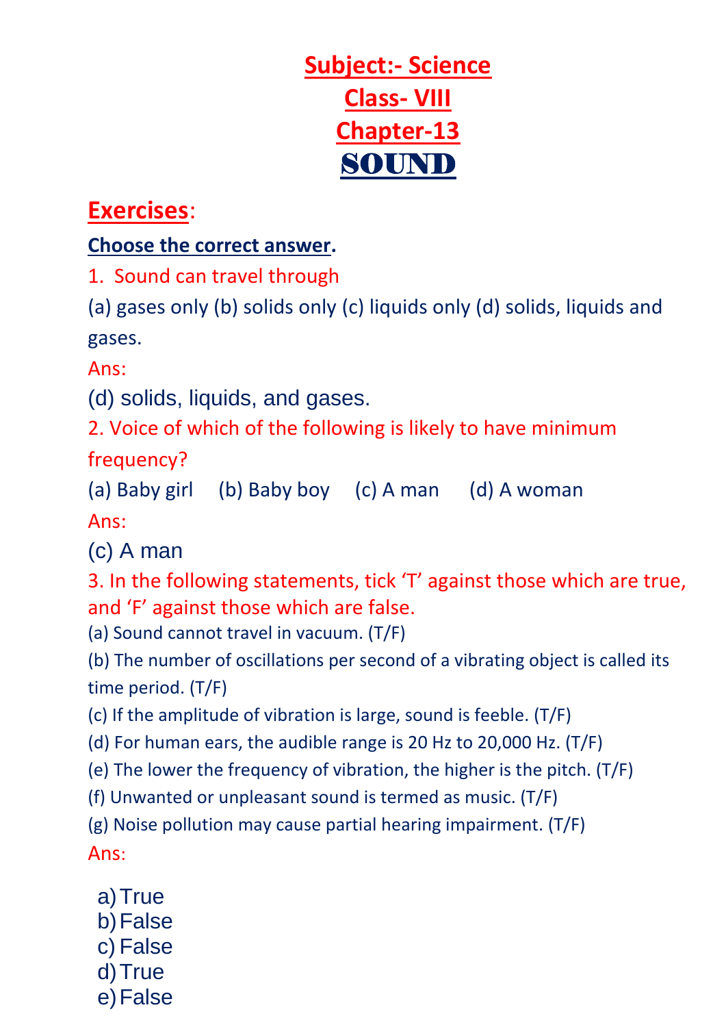# Subject:- Science

# Class- VIII

# Chapter-13

# SOUND

## Exercises:

**Choose the correct answer.**

1. Sound can travel through

(a) gases only (b) solids only (c) liquids only (d) solids, liquids and gases.

Ans:

(d) solids, liquids, and gases.

2. Voice of which of the following is likely to have minimum frequency?

(a) Baby girl (b) Baby boy (c) A man (d) A woman

Ans:

(c) A man

3. In the following statements, tick 'T' against those which are true, and 'F' against those which are false.

(a) Sound cannot travel in vacuum. (T/F)

(b) The number of oscillations per second of a vibrating object is called its time period. (T/F)

(c) If the amplitude of vibration is large, sound is feeble. (T/F)

(d) For human ears, the audible range is 20 Hz to 20,000 Hz. (T/F)

(e) The lower the frequency of vibration, the higher is the pitch. (T/F)

(f) Unwanted or unpleasant sound is termed as music. (T/F)

(g) Noise pollution may cause partial hearing impairment. (T/F)

Ans:

a) True
b) False
c) False
d) True
e) False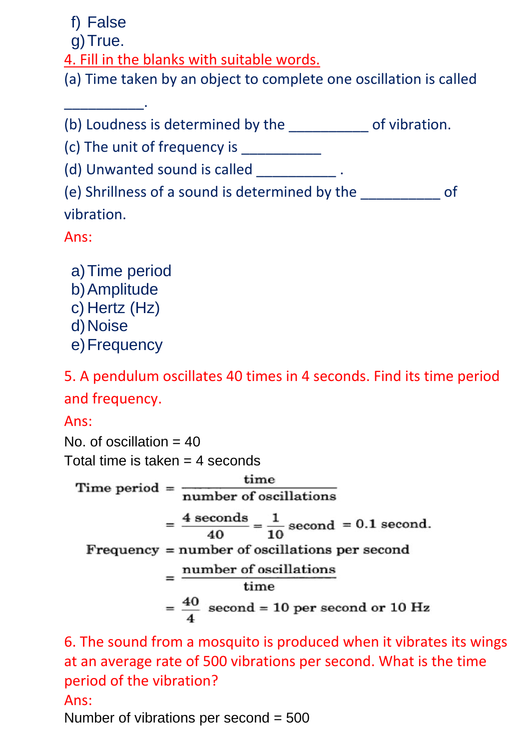f) False
g) True.

4. Fill in the blanks with suitable words.

(a) Time taken by an object to complete one oscillation is called __________.

(b) Loudness is determined by the __________ of vibration.

(c) The unit of frequency is __________

(d) Unwanted sound is called __________ .

(e) Shrillness of a sound is determined by the __________ of vibration.

Ans:

a) Time period
b) Amplitude
c) Hertz (Hz)
d) Noise
e) Frequency

5. A pendulum oscillates 40 times in 4 seconds. Find its time period and frequency.

Ans:

No. of oscillation = 40

Total time is taken = 4 seconds

$$\text{Time period} = \frac{\text{time}}{\text{number of oscillations}}$$

$$= \frac{4 \text{ seconds}}{40} = \frac{1}{10} \text{ second} = 0.1 \text{ second.}$$

$$\text{Frequency} = \text{number of oscillations per second}$$

$$= \frac{\text{number of oscillations}}{\text{time}}$$

$$= \frac{40}{4} \text{ second} = 10 \text{ per second or } 10 \text{ Hz}$$

6. The sound from a mosquito is produced when it vibrates its wings at an average rate of 500 vibrations per second. What is the time period of the vibration?

Ans:

Number of vibrations per second = 500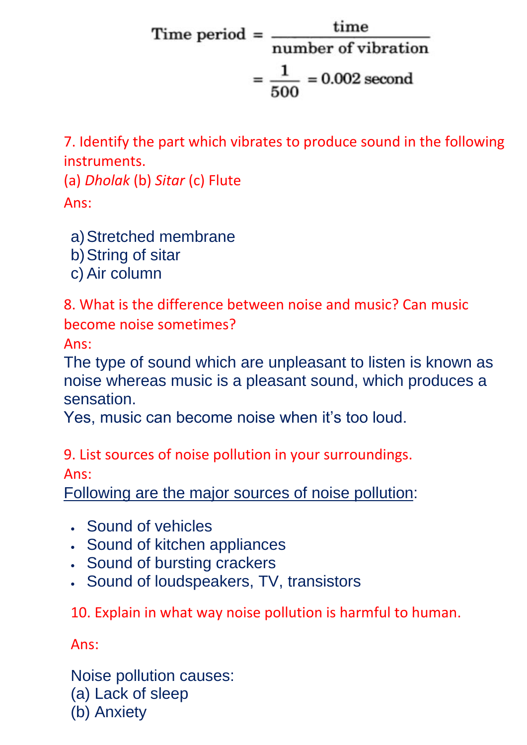$$\text{Time period} = \frac{\text{time}}{\text{number of vibration}}$$

$$= \frac{1}{500} = 0.002 \text{ second}$$

7. Identify the part which vibrates to produce sound in the following instruments.
(a) *Dholak* (b) *Sitar* (c) Flute

Ans:

a) Stretched membrane
b) String of sitar
c) Air column

8. What is the difference between noise and music? Can music become noise sometimes?

Ans:

The type of sound which are unpleasant to listen is known as noise whereas music is a pleasant sound, which produces a sensation.
Yes, music can become noise when it's too loud.

9. List sources of noise pollution in your surroundings.

Ans:

Following are the major sources of noise pollution:

- Sound of vehicles
- Sound of kitchen appliances
- Sound of bursting crackers
- Sound of loudspeakers, TV, transistors

10. Explain in what way noise pollution is harmful to human.

Ans:

Noise pollution causes:
(a) Lack of sleep
(b) Anxiety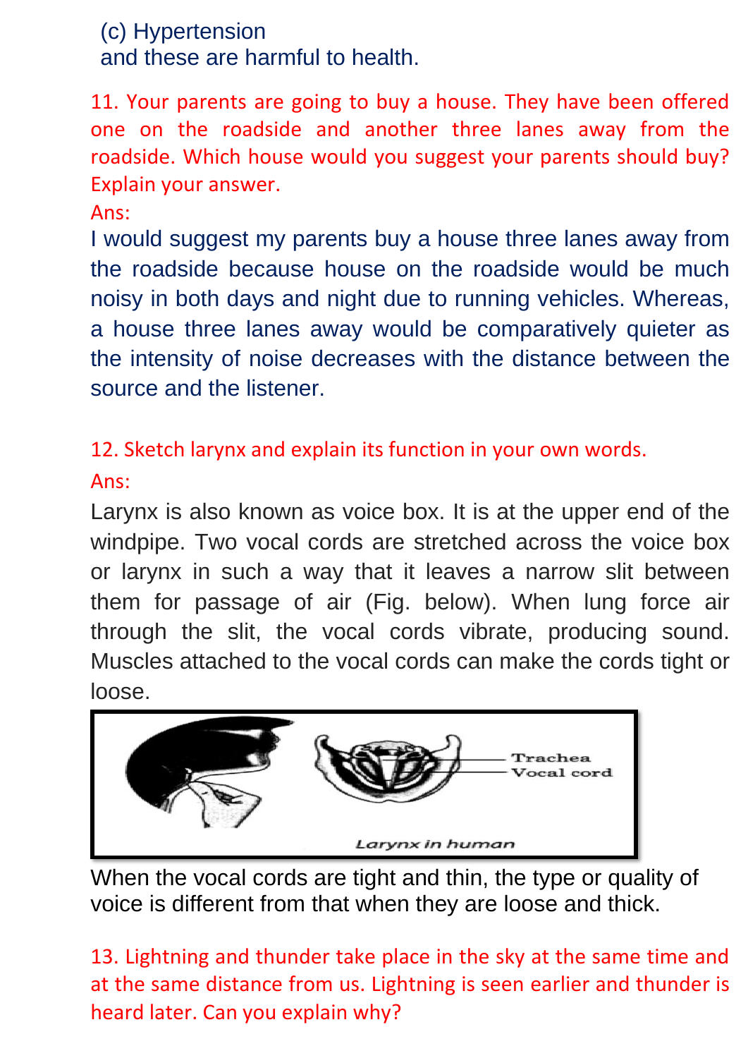(c) Hypertension
and these are harmful to health.

11. Your parents are going to buy a house. They have been offered one on the roadside and another three lanes away from the roadside. Which house would you suggest your parents should buy? Explain your answer.

Ans:

I would suggest my parents buy a house three lanes away from the roadside because house on the roadside would be much noisy in both days and night due to running vehicles. Whereas, a house three lanes away would be comparatively quieter as the intensity of noise decreases with the distance between the source and the listener.

12. Sketch larynx and explain its function in your own words.

Ans:

Larynx is also known as voice box. It is at the upper end of the windpipe. Two vocal cords are stretched across the voice box or larynx in such a way that it leaves a narrow slit between them for passage of air (Fig. below). When lung force air through the slit, the vocal cords vibrate, producing sound. Muscles attached to the vocal cords can make the cords tight or loose.

Trachea
Vocal cord

Larynx in human

When the vocal cords are tight and thin, the type or quality of voice is different from that when they are loose and thick.

13. Lightning and thunder take place in the sky at the same time and at the same distance from us. Lightning is seen earlier and thunder is heard later. Can you explain why?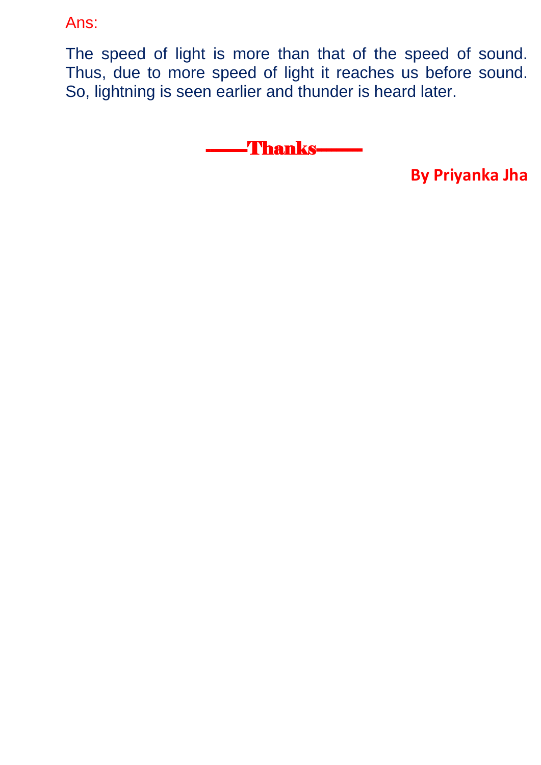Ans:

The speed of light is more than that of the speed of sound. Thus, due to more speed of light it reaches us before sound. So, lightning is seen earlier and thunder is heard later.

**——Thanks——**

**By Priyanka Jha**